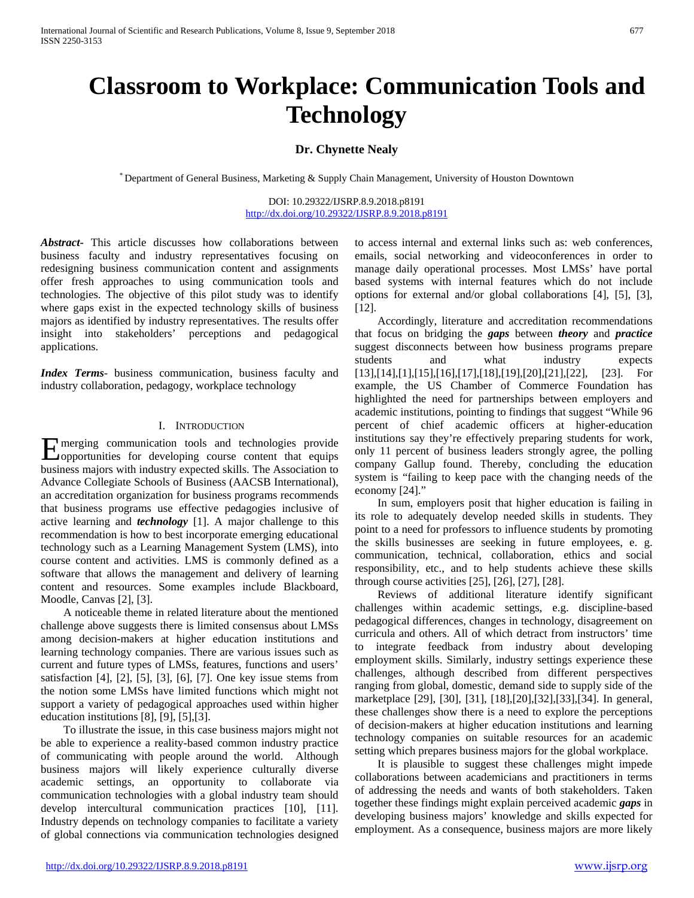# Classroom to Workplace: Communication Tools and Technology

**Dr. Chynette Nealy**

[*] Department of General Business, Marketing & Supply Chain Management, University of Houston Downtown

DOI: 10.29322/IJSRP.8.9.2018.p8191
http://dx.doi.org/10.29322/IJSRP.8.9.2018.p8191

***Abstract***- This article discusses how collaborations between business faculty and industry representatives focusing on redesigning business communication content and assignments offer fresh approaches to using communication tools and technologies. The objective of this pilot study was to identify where gaps exist in the expected technology skills of business majors as identified by industry representatives. The results offer insight into stakeholders' perceptions and pedagogical applications.

***Index Terms***- business communication, business faculty and industry collaboration, pedagogy, workplace technology

## I. Introduction

Emerging communication tools and technologies provide opportunities for developing course content that equips business majors with industry expected skills. The Association to Advance Collegiate Schools of Business (AACSB International), an accreditation organization for business programs recommends that business programs use effective pedagogies inclusive of active learning and ***technology*** [1]. A major challenge to this recommendation is how to best incorporate emerging educational technology such as a Learning Management System (LMS), into course content and activities. LMS is commonly defined as a software that allows the management and delivery of learning content and resources. Some examples include Blackboard, Moodle, Canvas [2], [3].

A noticeable theme in related literature about the mentioned challenge above suggests there is limited consensus about LMSs among decision-makers at higher education institutions and learning technology companies. There are various issues such as current and future types of LMSs, features, functions and users' satisfaction [4], [2], [5], [3], [6], [7]. One key issue stems from the notion some LMSs have limited functions which might not support a variety of pedagogical approaches used within higher education institutions [8], [9], [5],[3].

To illustrate the issue, in this case business majors might not be able to experience a reality-based common industry practice of communicating with people around the world. Although business majors will likely experience culturally diverse academic settings, an opportunity to collaborate via communication technologies with a global industry team should develop intercultural communication practices [10], [11]. Industry depends on technology companies to facilitate a variety of global connections via communication technologies designed to access internal and external links such as: web conferences, emails, social networking and videoconferences in order to manage daily operational processes. Most LMSs' have portal based systems with internal features which do not include options for external and/or global collaborations [4], [5], [3], [12].

Accordingly, literature and accreditation recommendations that focus on bridging the ***gaps*** between ***theory*** and ***practice*** suggest disconnects between how business programs prepare students and what industry expects [13],[14],[1],[15],[16],[17],[18],[19],[20],[21],[22], [23]. For example, the US Chamber of Commerce Foundation has highlighted the need for partnerships between employers and academic institutions, pointing to findings that suggest "While 96 percent of chief academic officers at higher-education institutions say they're effectively preparing students for work, only 11 percent of business leaders strongly agree, the polling company Gallup found. Thereby, concluding the education system is "failing to keep pace with the changing needs of the economy [24]."

In sum, employers posit that higher education is failing in its role to adequately develop needed skills in students. They point to a need for professors to influence students by promoting the skills businesses are seeking in future employees, e. g. communication, technical, collaboration, ethics and social responsibility, etc., and to help students achieve these skills through course activities [25], [26], [27], [28].

Reviews of additional literature identify significant challenges within academic settings, e.g. discipline-based pedagogical differences, changes in technology, disagreement on curricula and others. All of which detract from instructors' time to integrate feedback from industry about developing employment skills. Similarly, industry settings experience these challenges, although described from different perspectives ranging from global, domestic, demand side to supply side of the marketplace [29], [30], [31], [18],[20],[32],[33],[34]. In general, these challenges show there is a need to explore the perceptions of decision-makers at higher education institutions and learning technology companies on suitable resources for an academic setting which prepares business majors for the global workplace.

It is plausible to suggest these challenges might impede collaborations between academicians and practitioners in terms of addressing the needs and wants of both stakeholders. Taken together these findings might explain perceived academic ***gaps*** in developing business majors' knowledge and skills expected for employment. As a consequence, business majors are more likely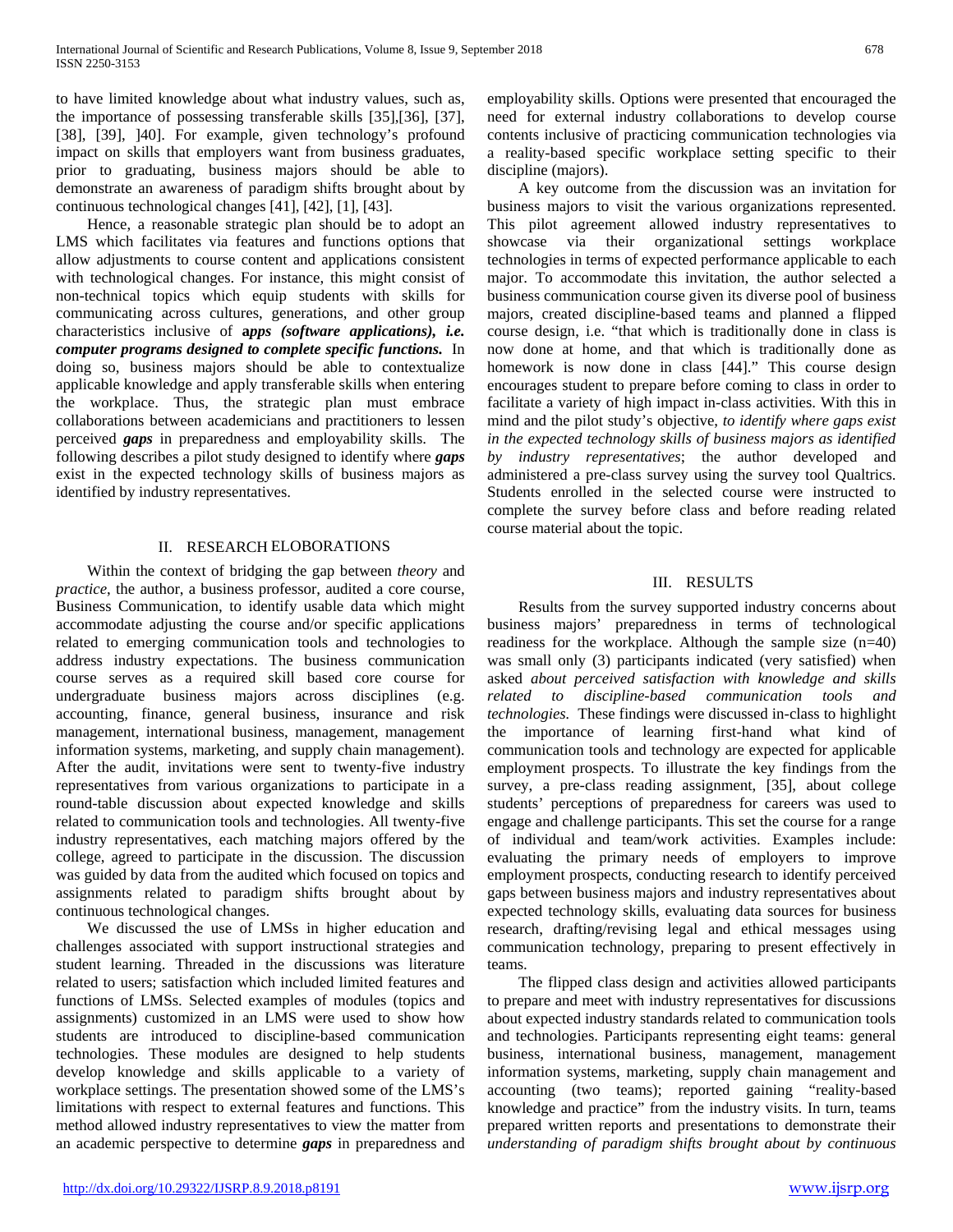to have limited knowledge about what industry values, such as, the importance of possessing transferable skills [35],[36], [37], [38], [39], ]40]. For example, given technology's profound impact on skills that employers want from business graduates, prior to graduating, business majors should be able to demonstrate an awareness of paradigm shifts brought about by continuous technological changes [41], [42], [1], [43].

Hence, a reasonable strategic plan should be to adopt an LMS which facilitates via features and functions options that allow adjustments to course content and applications consistent with technological changes. For instance, this might consist of non-technical topics which equip students with skills for communicating across cultures, generations, and other group characteristics inclusive of ***apps (software applications), i.e. computer programs designed to complete specific functions.*** In doing so, business majors should be able to contextualize applicable knowledge and apply transferable skills when entering the workplace. Thus, the strategic plan must embrace collaborations between academicians and practitioners to lessen perceived ***gaps*** in preparedness and employability skills. The following describes a pilot study designed to identify where ***gaps*** exist in the expected technology skills of business majors as identified by industry representatives.

## II. RESEARCH ELOBORATIONS

Within the context of bridging the gap between *theory* and *practice*, the author, a business professor, audited a core course, Business Communication, to identify usable data which might accommodate adjusting the course and/or specific applications related to emerging communication tools and technologies to address industry expectations. The business communication course serves as a required skill based core course for undergraduate business majors across disciplines (e.g. accounting, finance, general business, insurance and risk management, international business, management, management information systems, marketing, and supply chain management). After the audit, invitations were sent to twenty-five industry representatives from various organizations to participate in a round-table discussion about expected knowledge and skills related to communication tools and technologies. All twenty-five industry representatives, each matching majors offered by the college, agreed to participate in the discussion. The discussion was guided by data from the audited which focused on topics and assignments related to paradigm shifts brought about by continuous technological changes.

We discussed the use of LMSs in higher education and challenges associated with support instructional strategies and student learning. Threaded in the discussions was literature related to users; satisfaction which included limited features and functions of LMSs. Selected examples of modules (topics and assignments) customized in an LMS were used to show how students are introduced to discipline-based communication technologies. These modules are designed to help students develop knowledge and skills applicable to a variety of workplace settings. The presentation showed some of the LMS's limitations with respect to external features and functions. This method allowed industry representatives to view the matter from an academic perspective to determine ***gaps*** in preparedness and employability skills. Options were presented that encouraged the need for external industry collaborations to develop course contents inclusive of practicing communication technologies via a reality-based specific workplace setting specific to their discipline (majors).

A key outcome from the discussion was an invitation for business majors to visit the various organizations represented. This pilot agreement allowed industry representatives to showcase via their organizational settings workplace technologies in terms of expected performance applicable to each major. To accommodate this invitation, the author selected a business communication course given its diverse pool of business majors, created discipline-based teams and planned a flipped course design, i.e. "that which is traditionally done in class is now done at home, and that which is traditionally done as homework is now done in class [44]." This course design encourages student to prepare before coming to class in order to facilitate a variety of high impact in-class activities. With this in mind and the pilot study's objective, *to identify where gaps exist in the expected technology skills of business majors as identified by industry representatives*; the author developed and administered a pre-class survey using the survey tool Qualtrics. Students enrolled in the selected course were instructed to complete the survey before class and before reading related course material about the topic.

## III. RESULTS

Results from the survey supported industry concerns about business majors' preparedness in terms of technological readiness for the workplace. Although the sample size (n=40) was small only (3) participants indicated (very satisfied) when asked *about perceived satisfaction with knowledge and skills related to discipline-based communication tools and technologies.* These findings were discussed in-class to highlight the importance of learning first-hand what kind of communication tools and technology are expected for applicable employment prospects. To illustrate the key findings from the survey, a pre-class reading assignment, [35], about college students' perceptions of preparedness for careers was used to engage and challenge participants. This set the course for a range of individual and team/work activities. Examples include: evaluating the primary needs of employers to improve employment prospects, conducting research to identify perceived gaps between business majors and industry representatives about expected technology skills, evaluating data sources for business research, drafting/revising legal and ethical messages using communication technology, preparing to present effectively in teams.

The flipped class design and activities allowed participants to prepare and meet with industry representatives for discussions about expected industry standards related to communication tools and technologies. Participants representing eight teams: general business, international business, management, management information systems, marketing, supply chain management and accounting (two teams); reported gaining "reality-based knowledge and practice" from the industry visits. In turn, teams prepared written reports and presentations to demonstrate their *understanding of paradigm shifts brought about by continuous*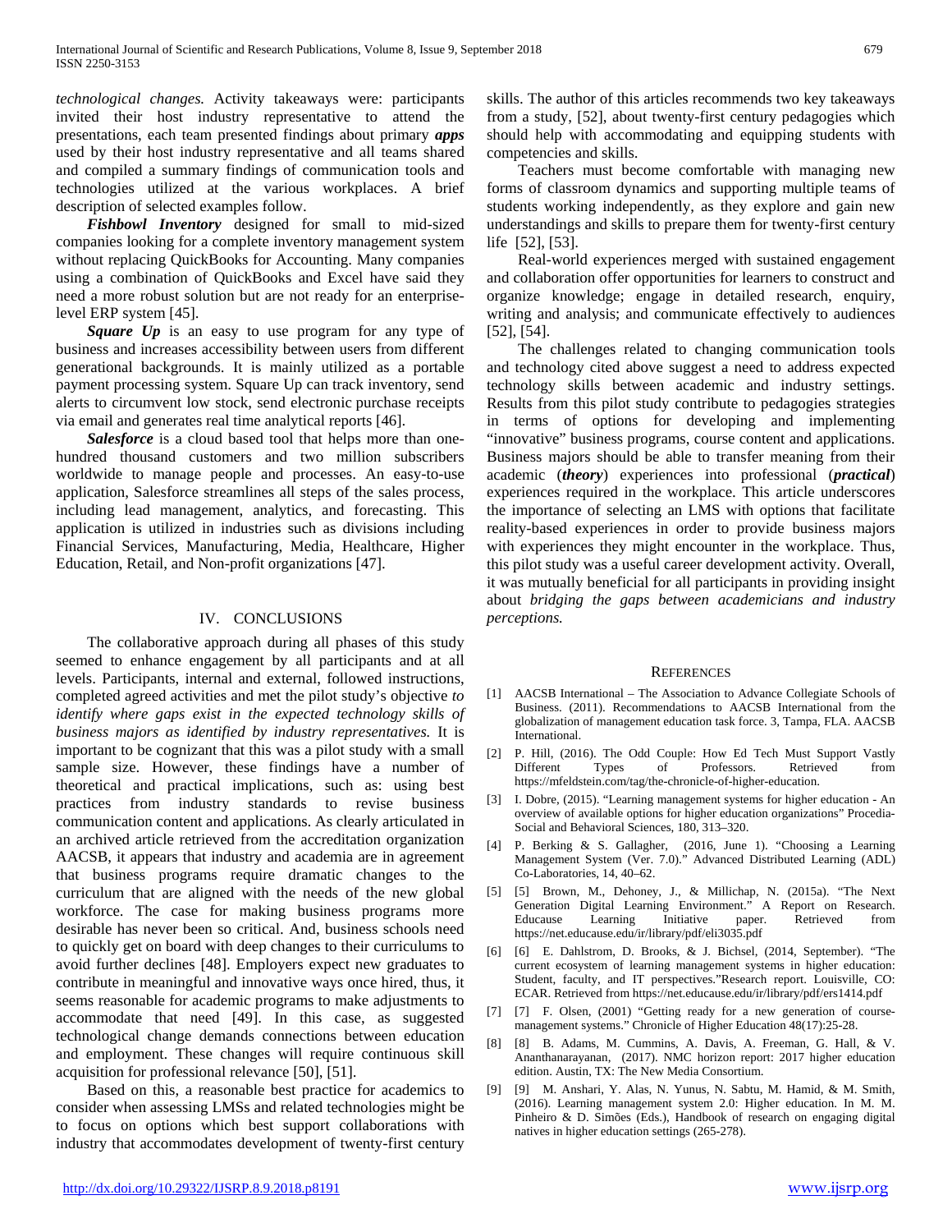*technological changes.* Activity takeaways were: participants invited their host industry representative to attend the presentations, each team presented findings about primary ***apps*** used by their host industry representative and all teams shared and compiled a summary findings of communication tools and technologies utilized at the various workplaces. A brief description of selected examples follow.

***Fishbowl Inventory*** designed for small to mid-sized companies looking for a complete inventory management system without replacing QuickBooks for Accounting. Many companies using a combination of QuickBooks and Excel have said they need a more robust solution but are not ready for an enterprise-level ERP system [45].

***Square Up*** is an easy to use program for any type of business and increases accessibility between users from different generational backgrounds. It is mainly utilized as a portable payment processing system. Square Up can track inventory, send alerts to circumvent low stock, send electronic purchase receipts via email and generates real time analytical reports [46].

***Salesforce*** is a cloud based tool that helps more than one-hundred thousand customers and two million subscribers worldwide to manage people and processes. An easy-to-use application, Salesforce streamlines all steps of the sales process, including lead management, analytics, and forecasting. This application is utilized in industries such as divisions including Financial Services, Manufacturing, Media, Healthcare, Higher Education, Retail, and Non-profit organizations [47].

## IV. CONCLUSIONS

The collaborative approach during all phases of this study seemed to enhance engagement by all participants and at all levels. Participants, internal and external, followed instructions, completed agreed activities and met the pilot study's objective *to identify where gaps exist in the expected technology skills of business majors as identified by industry representatives.* It is important to be cognizant that this was a pilot study with a small sample size. However, these findings have a number of theoretical and practical implications, such as: using best practices from industry standards to revise business communication content and applications. As clearly articulated in an archived article retrieved from the accreditation organization AACSB, it appears that industry and academia are in agreement that business programs require dramatic changes to the curriculum that are aligned with the needs of the new global workforce. The case for making business programs more desirable has never been so critical. And, business schools need to quickly get on board with deep changes to their curriculums to avoid further declines [48]. Employers expect new graduates to contribute in meaningful and innovative ways once hired, thus, it seems reasonable for academic programs to make adjustments to accommodate that need [49]. In this case, as suggested technological change demands connections between education and employment. These changes will require continuous skill acquisition for professional relevance [50], [51].

Based on this, a reasonable best practice for academics to consider when assessing LMSs and related technologies might be to focus on options which best support collaborations with industry that accommodates development of twenty-first century skills. The author of this articles recommends two key takeaways from a study, [52], about twenty-first century pedagogies which should help with accommodating and equipping students with competencies and skills.

Teachers must become comfortable with managing new forms of classroom dynamics and supporting multiple teams of students working independently, as they explore and gain new understandings and skills to prepare them for twenty-first century life [52], [53].

Real-world experiences merged with sustained engagement and collaboration offer opportunities for learners to construct and organize knowledge; engage in detailed research, enquiry, writing and analysis; and communicate effectively to audiences [52], [54].

The challenges related to changing communication tools and technology cited above suggest a need to address expected technology skills between academic and industry settings. Results from this pilot study contribute to pedagogies strategies in terms of options for developing and implementing "innovative" business programs, course content and applications. Business majors should be able to transfer meaning from their academic (***theory***) experiences into professional (***practical***) experiences required in the workplace. This article underscores the importance of selecting an LMS with options that facilitate reality-based experiences in order to provide business majors with experiences they might encounter in the workplace. Thus, this pilot study was a useful career development activity. Overall, it was mutually beneficial for all participants in providing insight about *bridging the gaps between academicians and industry perceptions.*

## REFERENCES

[1] AACSB International – The Association to Advance Collegiate Schools of Business. (2011). Recommendations to AACSB International from the globalization of management education task force. 3, Tampa, FLA. AACSB International.

[2] P. Hill, (2016). The Odd Couple: How Ed Tech Must Support Vastly Different Types of Professors. Retrieved from https://mfeldstein.com/tag/the-chronicle-of-higher-education.

[3] I. Dobre, (2015). "Learning management systems for higher education - An overview of available options for higher education organizations" Procedia-Social and Behavioral Sciences, 180, 313–320.

[4] P. Berking & S. Gallagher, (2016, June 1). "Choosing a Learning Management System (Ver. 7.0)." Advanced Distributed Learning (ADL) Co-Laboratories, 14, 40–62.

[5] [5] Brown, M., Dehoney, J., & Millichap, N. (2015a). "The Next Generation Digital Learning Environment." A Report on Research. Educause Learning Initiative paper. Retrieved from https://net.educause.edu/ir/library/pdf/eli3035.pdf

[6] [6] E. Dahlstrom, D. Brooks, & J. Bichsel, (2014, September). "The current ecosystem of learning management systems in higher education: Student, faculty, and IT perspectives."Research report. Louisville, CO: ECAR. Retrieved from https://net.educause.edu/ir/library/pdf/ers1414.pdf

[7] [7] F. Olsen, (2001) "Getting ready for a new generation of course-management systems." Chronicle of Higher Education 48(17):25-28.

[8] [8] B. Adams, M. Cummins, A. Davis, A. Freeman, G. Hall, & V. Ananthanarayanan, (2017). NMC horizon report: 2017 higher education edition. Austin, TX: The New Media Consortium.

[9] [9] M. Anshari, Y. Alas, N. Yunus, N. Sabtu, M. Hamid, & M. Smith, (2016). Learning management system 2.0: Higher education. In M. M. Pinheiro & D. Simões (Eds.), Handbook of research on engaging digital natives in higher education settings (265-278).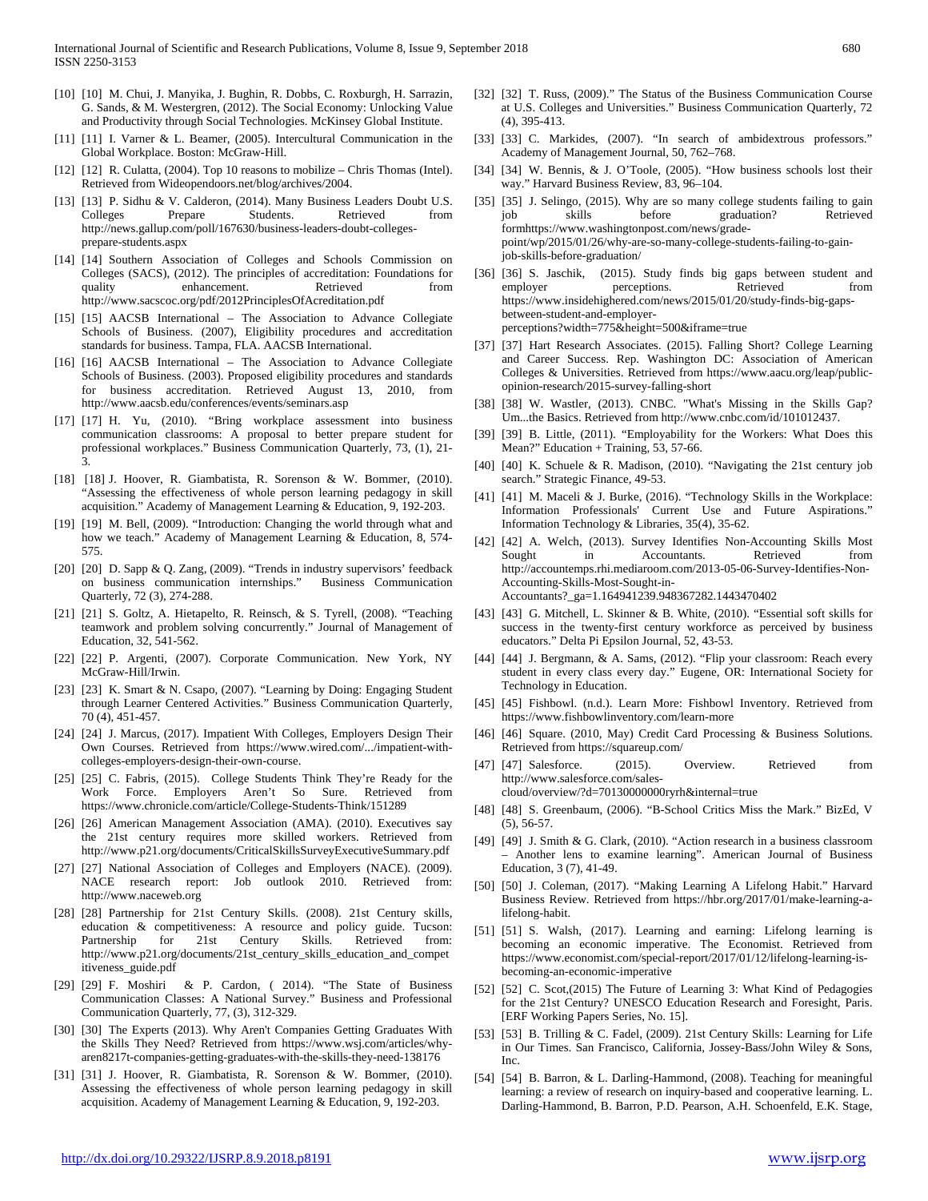[10] [10] M. Chui, J. Manyika, J. Bughin, R. Dobbs, C. Roxburgh, H. Sarrazin, G. Sands, & M. Westergren, (2012). The Social Economy: Unlocking Value and Productivity through Social Technologies. McKinsey Global Institute.

[11] [11] I. Varner & L. Beamer, (2005). Intercultural Communication in the Global Workplace. Boston: McGraw-Hill.

[12] [12] R. Culatta, (2004). Top 10 reasons to mobilize – Chris Thomas (Intel). Retrieved from Wideopendoors.net/blog/archives/2004.

[13] [13] P. Sidhu & V. Calderon, (2014). Many Business Leaders Doubt U.S. Colleges Prepare Students. Retrieved from http://news.gallup.com/poll/167630/business-leaders-doubt-colleges-prepare-students.aspx

[14] [14] Southern Association of Colleges and Schools Commission on Colleges (SACS), (2012). The principles of accreditation: Foundations for quality enhancement. Retrieved from http://www.sacscoc.org/pdf/2012PrinciplesOfAcreditation.pdf

[15] [15] AACSB International – The Association to Advance Collegiate Schools of Business. (2007), Eligibility procedures and accreditation standards for business. Tampa, FLA. AACSB International.

[16] [16] AACSB International – The Association to Advance Collegiate Schools of Business. (2003). Proposed eligibility procedures and standards for business accreditation. Retrieved August 13, 2010, from http://www.aacsb.edu/conferences/events/seminars.asp

[17] [17] H. Yu, (2010). "Bring workplace assessment into business communication classrooms: A proposal to better prepare student for professional workplaces." Business Communication Quarterly, 73, (1), 21-3.

[18] [18] J. Hoover, R. Giambatista, R. Sorenson & W. Bommer, (2010). "Assessing the effectiveness of whole person learning pedagogy in skill acquisition." Academy of Management Learning & Education, 9, 192-203.

[19] [19] M. Bell, (2009). "Introduction: Changing the world through what and how we teach." Academy of Management Learning & Education, 8, 574-575.

[20] [20] D. Sapp & Q. Zang, (2009). "Trends in industry supervisors' feedback on business communication internships." Business Communication Quarterly, 72 (3), 274-288.

[21] [21] S. Goltz, A. Hietapelto, R. Reinsch, & S. Tyrell, (2008). "Teaching teamwork and problem solving concurrently." Journal of Management of Education, 32, 541-562.

[22] [22] P. Argenti, (2007). Corporate Communication. New York, NY McGraw-Hill/Irwin.

[23] [23] K. Smart & N. Csapo, (2007). "Learning by Doing: Engaging Student through Learner Centered Activities." Business Communication Quarterly, 70 (4), 451-457.

[24] [24] J. Marcus, (2017). Impatient With Colleges, Employers Design Their Own Courses. Retrieved from https://www.wired.com/.../impatient-with-colleges-employers-design-their-own-course.

[25] [25] C. Fabris, (2015). College Students Think They're Ready for the Work Force. Employers Aren't So Sure. Retrieved from https://www.chronicle.com/article/College-Students-Think/151289

[26] [26] American Management Association (AMA). (2010). Executives say the 21st century requires more skilled workers. Retrieved from http://www.p21.org/documents/CriticalSkillsSurveyExecutiveSummary.pdf

[27] [27] National Association of Colleges and Employers (NACE). (2009). NACE research report: Job outlook 2010. Retrieved from: http://www.naceweb.org

[28] [28] Partnership for 21st Century Skills. (2008). 21st Century skills, education & competitiveness: A resource and policy guide. Tucson: Partnership for 21st Century Skills. Retrieved from: http://www.p21.org/documents/21st_century_skills_education_and_competitiveness_guide.pdf

[29] [29] F. Moshiri & P. Cardon, ( 2014). "The State of Business Communication Classes: A National Survey." Business and Professional Communication Quarterly, 77, (3), 312-329.

[30] [30] The Experts (2013). Why Aren't Companies Getting Graduates With the Skills They Need? Retrieved from https://www.wsj.com/articles/why-aren8217t-companies-getting-graduates-with-the-skills-they-need-138176

[31] [31] J. Hoover, R. Giambatista, R. Sorenson & W. Bommer, (2010). Assessing the effectiveness of whole person learning pedagogy in skill acquisition. Academy of Management Learning & Education, 9, 192-203.

[32] [32] T. Russ, (2009)." The Status of the Business Communication Course at U.S. Colleges and Universities." Business Communication Quarterly, 72 (4), 395-413.

[33] [33] C. Markides, (2007). "In search of ambidextrous professors." Academy of Management Journal, 50, 762–768.

[34] [34] W. Bennis, & J. O'Toole, (2005). "How business schools lost their way." Harvard Business Review, 83, 96–104.

[35] [35] J. Selingo, (2015). Why are so many college students failing to gain job skills before graduation? Retrieved formhttps://www.washingtonpost.com/news/grade-point/wp/2015/01/26/why-are-so-many-college-students-failing-to-gain-job-skills-before-graduation/

[36] [36] S. Jaschik, (2015). Study finds big gaps between student and employer perceptions. Retrieved from https://www.insidehighered.com/news/2015/01/20/study-finds-big-gaps-between-student-and-employer-perceptions?width=775&height=500&iframe=true

[37] [37] Hart Research Associates. (2015). Falling Short? College Learning and Career Success. Rep. Washington DC: Association of American Colleges & Universities. Retrieved from https://www.aacu.org/leap/public-opinion-research/2015-survey-falling-short

[38] [38] W. Wastler, (2013). CNBC. "What's Missing in the Skills Gap? Um...the Basics. Retrieved from http://www.cnbc.com/id/101012437.

[39] [39] B. Little, (2011). "Employability for the Workers: What Does this Mean?" Education + Training, 53, 57-66.

[40] [40] K. Schuele & R. Madison, (2010). "Navigating the 21st century job search." Strategic Finance, 49-53.

[41] [41] M. Maceli & J. Burke, (2016). "Technology Skills in the Workplace: Information Professionals' Current Use and Future Aspirations." Information Technology & Libraries, 35(4), 35-62.

[42] [42] A. Welch, (2013). Survey Identifies Non-Accounting Skills Most Sought in Accountants. Retrieved from http://accountemps.rhi.mediaroom.com/2013-05-06-Survey-Identifies-Non-Accounting-Skills-Most-Sought-in-Accountants?_ga=1.164941239.948367282.1443470402

[43] [43] G. Mitchell, L. Skinner & B. White, (2010). "Essential soft skills for success in the twenty-first century workforce as perceived by business educators." Delta Pi Epsilon Journal, 52, 43-53.

[44] [44] J. Bergmann, & A. Sams, (2012). "Flip your classroom: Reach every student in every class every day." Eugene, OR: International Society for Technology in Education.

[45] [45] Fishbowl. (n.d.). Learn More: Fishbowl Inventory. Retrieved from https://www.fishbowlinventory.com/learn-more

[46] [46] Square. (2010, May) Credit Card Processing & Business Solutions. Retrieved from https://squareup.com/

[47] [47] Salesforce. (2015). Overview. Retrieved from http://www.salesforce.com/sales-cloud/overview/?d=70130000000ryrh&internal=true

[48] [48] S. Greenbaum, (2006). "B-School Critics Miss the Mark." BizEd, V (5), 56-57.

[49] [49] J. Smith & G. Clark, (2010). "Action research in a business classroom – Another lens to examine learning". American Journal of Business Education, 3 (7), 41-49.

[50] [50] J. Coleman, (2017). "Making Learning A Lifelong Habit." Harvard Business Review. Retrieved from https://hbr.org/2017/01/make-learning-a-lifelong-habit.

[51] [51] S. Walsh, (2017). Learning and earning: Lifelong learning is becoming an economic imperative. The Economist. Retrieved from https://www.economist.com/special-report/2017/01/12/lifelong-learning-is-becoming-an-economic-imperative

[52] [52] C. Scot,(2015) The Future of Learning 3: What Kind of Pedagogies for the 21st Century? UNESCO Education Research and Foresight, Paris. [ERF Working Papers Series, No. 15].

[53] [53] B. Trilling & C. Fadel, (2009). 21st Century Skills: Learning for Life in Our Times. San Francisco, California, Jossey-Bass/John Wiley & Sons, Inc.

[54] [54] B. Barron, & L. Darling-Hammond, (2008). Teaching for meaningful learning: a review of research on inquiry-based and cooperative learning. L. Darling-Hammond, B. Barron, P.D. Pearson, A.H. Schoenfeld, E.K. Stage,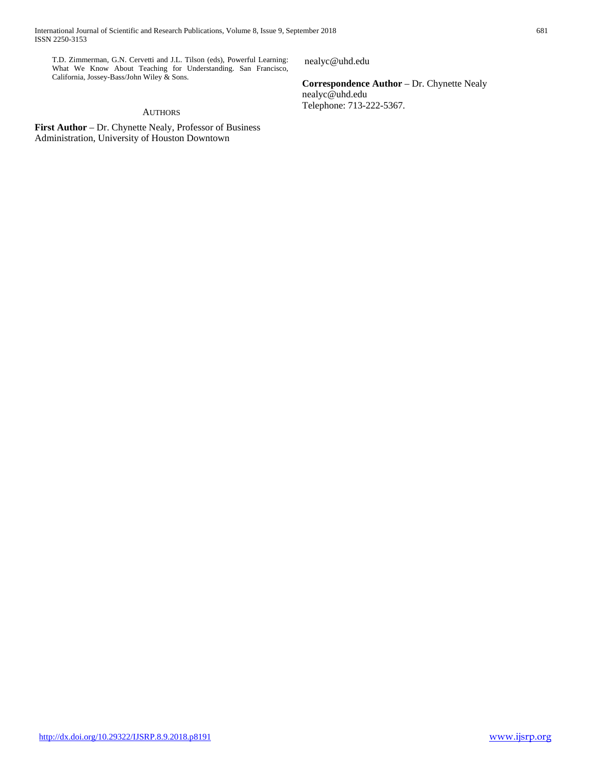T.D. Zimmerman, G.N. Cervetti and J.L. Tilson (eds), Powerful Learning: What We Know About Teaching for Understanding. San Francisco, California, Jossey-Bass/John Wiley & Sons.

## AUTHORS

**First Author** – Dr. Chynette Nealy, Professor of Business Administration, University of Houston Downtown nealyc@uhd.edu

**Correspondence Author** – Dr. Chynette Nealy nealyc@uhd.edu Telephone: 713-222-5367.